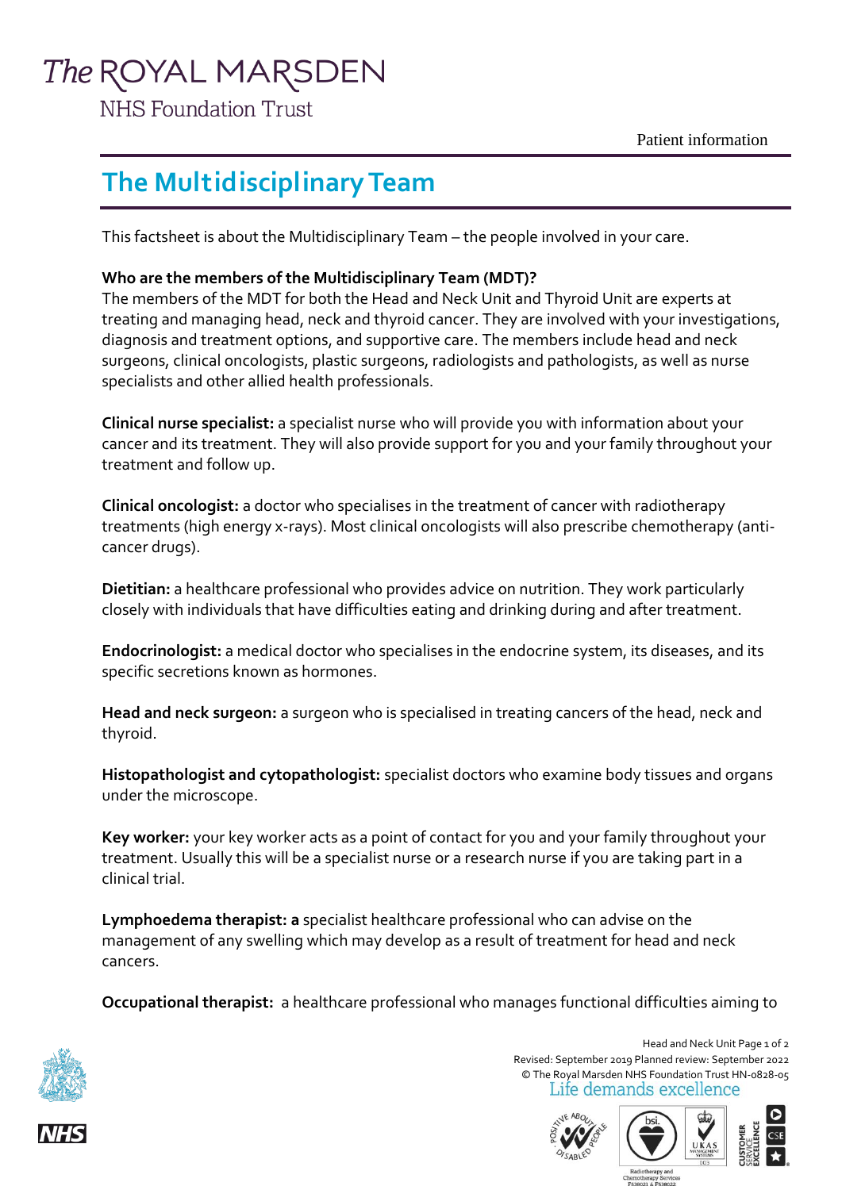The Royal Marsden
NHS Foundation Trust

Patient information

# The Multidisciplinary Team

This factsheet is about the Multidisciplinary Team – the people involved in your care.

**Who are the members of the Multidisciplinary Team (MDT)?**
The members of the MDT for both the Head and Neck Unit and Thyroid Unit are experts at treating and managing head, neck and thyroid cancer. They are involved with your investigations, diagnosis and treatment options, and supportive care. The members include head and neck surgeons, clinical oncologists, plastic surgeons, radiologists and pathologists, as well as nurse specialists and other allied health professionals.

**Clinical nurse specialist:** a specialist nurse who will provide you with information about your cancer and its treatment. They will also provide support for you and your family throughout your treatment and follow up.

**Clinical oncologist:** a doctor who specialises in the treatment of cancer with radiotherapy treatments (high energy x-rays). Most clinical oncologists will also prescribe chemotherapy (anti-cancer drugs).

**Dietitian:** a healthcare professional who provides advice on nutrition. They work particularly closely with individuals that have difficulties eating and drinking during and after treatment.

**Endocrinologist:** a medical doctor who specialises in the endocrine system, its diseases, and its specific secretions known as hormones.

**Head and neck surgeon:** a surgeon who is specialised in treating cancers of the head, neck and thyroid.

**Histopathologist and cytopathologist:** specialist doctors who examine body tissues and organs under the microscope.

**Key worker:** your key worker acts as a point of contact for you and your family throughout your treatment. Usually this will be a specialist nurse or a research nurse if you are taking part in a clinical trial.

**Lymphoedema therapist: a** specialist healthcare professional who can advise on the management of any swelling which may develop as a result of treatment for head and neck cancers.

**Occupational therapist:** a healthcare professional who manages functional difficulties aiming to

Head and Neck Unit
Revised: September 2019 Planned review: September 2022
© The Royal Marsden NHS Foundation Trust HN-0828-05
Life demands excellence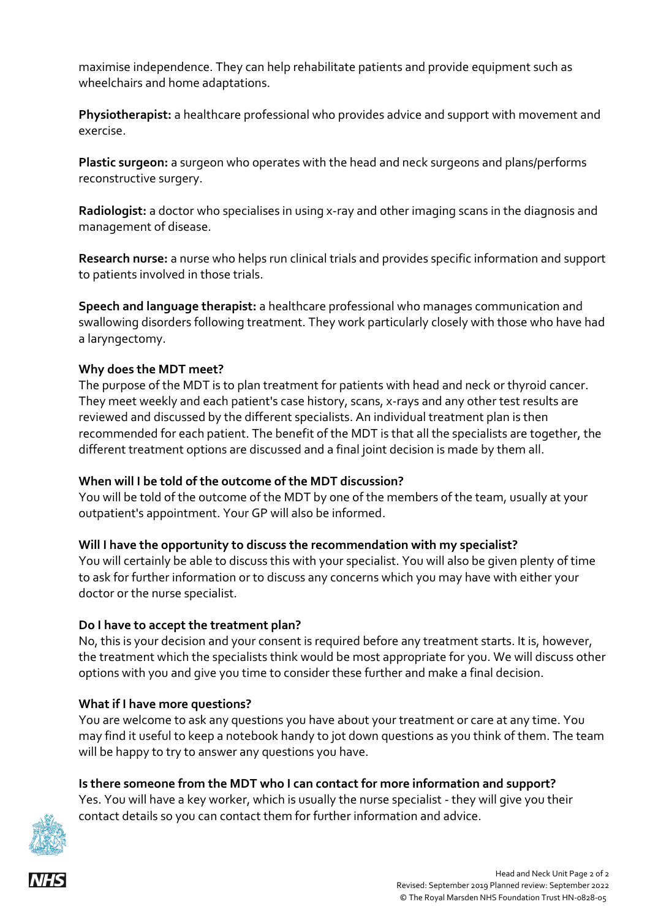maximise independence. They can help rehabilitate patients and provide equipment such as wheelchairs and home adaptations.

**Physiotherapist:** a healthcare professional who provides advice and support with movement and exercise.

**Plastic surgeon:** a surgeon who operates with the head and neck surgeons and plans/performs reconstructive surgery.

**Radiologist:** a doctor who specialises in using x-ray and other imaging scans in the diagnosis and management of disease.

**Research nurse:** a nurse who helps run clinical trials and provides specific information and support to patients involved in those trials.

**Speech and language therapist:** a healthcare professional who manages communication and swallowing disorders following treatment. They work particularly closely with those who have had a laryngectomy.

**Why does the MDT meet?**

The purpose of the MDT is to plan treatment for patients with head and neck or thyroid cancer. They meet weekly and each patient's case history, scans, x-rays and any other test results are reviewed and discussed by the different specialists. An individual treatment plan is then recommended for each patient. The benefit of the MDT is that all the specialists are together, the different treatment options are discussed and a final joint decision is made by them all.

**When will I be told of the outcome of the MDT discussion?**

You will be told of the outcome of the MDT by one of the members of the team, usually at your outpatient's appointment. Your GP will also be informed.

**Will I have the opportunity to discuss the recommendation with my specialist?**

You will certainly be able to discuss this with your specialist. You will also be given plenty of time to ask for further information or to discuss any concerns which you may have with either your doctor or the nurse specialist.

**Do I have to accept the treatment plan?**

No, this is your decision and your consent is required before any treatment starts. It is, however, the treatment which the specialists think would be most appropriate for you. We will discuss other options with you and give you time to consider these further and make a final decision.

**What if I have more questions?**

You are welcome to ask any questions you have about your treatment or care at any time. You may find it useful to keep a notebook handy to jot down questions as you think of them. The team will be happy to try to answer any questions you have.

**Is there someone from the MDT who I can contact for more information and support?**

Yes. You will have a key worker, which is usually the nurse specialist - they will give you their contact details so you can contact them for further information and advice.

Revised: September 2019 Planned review: September 2022
© The Royal Marsden NHS Foundation Trust HN-0828-05